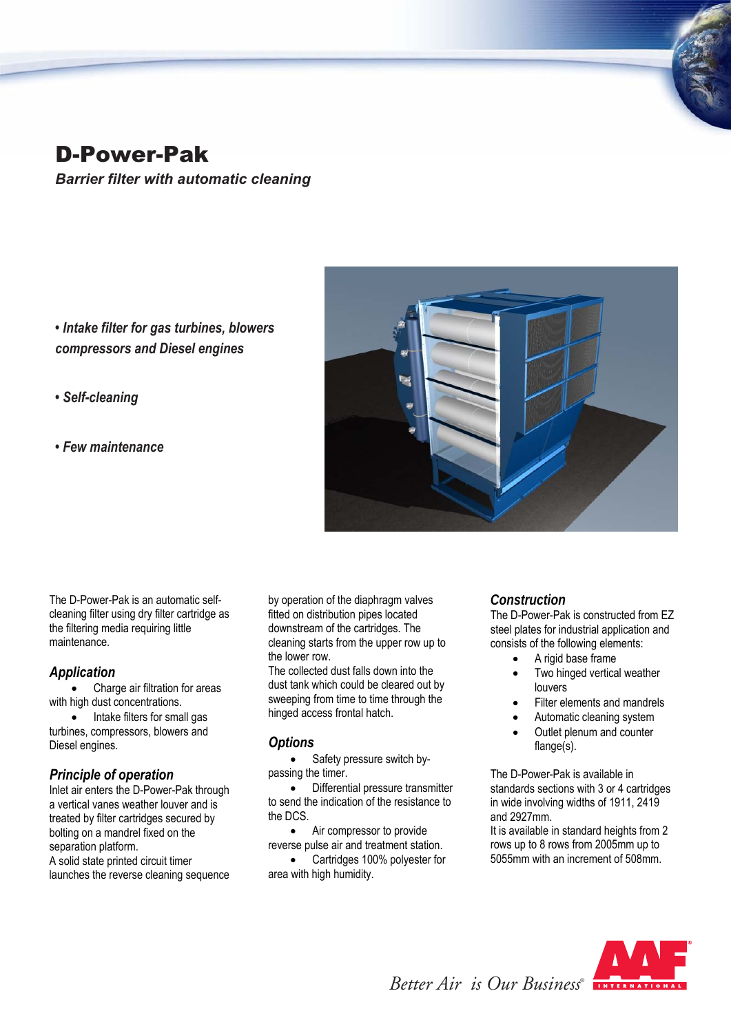# D-Power-Pak

***Barrier filter with automatic cleaning***

- ***Intake filter for gas turbines, blowers compressors and Diesel engines***
- ***Self-cleaning***
- ***Few maintenance***

The D-Power-Pak is an automatic self-cleaning filter using dry filter cartridge as the filtering media requiring little maintenance.

## *Application*

- Charge air filtration for areas with high dust concentrations.
- Intake filters for small gas turbines, compressors, blowers and Diesel engines.

## *Principle of operation*

Inlet air enters the D-Power-Pak through a vertical vanes weather louver and is treated by filter cartridges secured by bolting on a mandrel fixed on the separation platform.

A solid state printed circuit timer launches the reverse cleaning sequence by operation of the diaphragm valves fitted on distribution pipes located downstream of the cartridges. The cleaning starts from the upper row up to the lower row.

The collected dust falls down into the dust tank which could be cleared out by sweeping from time to time through the hinged access frontal hatch.

## *Options*

- Safety pressure switch by-passing the timer.
- Differential pressure transmitter to send the indication of the resistance to the DCS.
- Air compressor to provide reverse pulse air and treatment station.
- Cartridges 100% polyester for area with high humidity.

## *Construction*

The D-Power-Pak is constructed from EZ steel plates for industrial application and consists of the following elements:

- A rigid base frame
- Two hinged vertical weather louvers
- Filter elements and mandrels
- Automatic cleaning system
- Outlet plenum and counter flange(s).

The D-Power-Pak is available in standards sections with 3 or 4 cartridges in wide involving widths of 1911, 2419 and 2927mm.

It is available in standard heights from 2 rows up to 8 rows from 2005mm up to 5055mm with an increment of 508mm.

*Better Air is Our Business®*

AAF INTERNATIONAL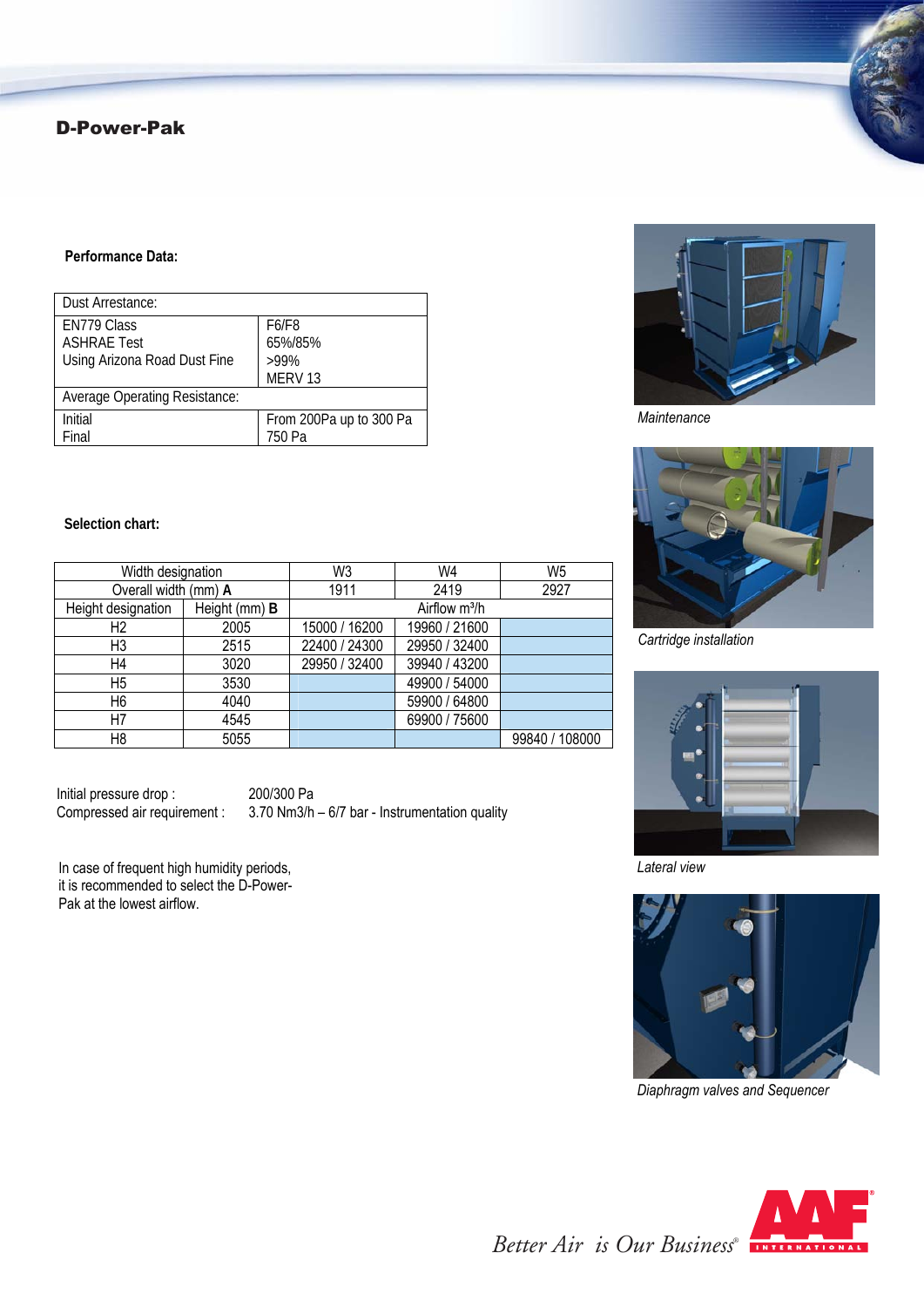# D-Power-Pak

**Performance Data:**

| Dust Arrestance: | |
|---|---|
| EN779 Class<br>ASHRAE Test<br>Using Arizona Road Dust Fine | F6/F8<br>65%/85%<br>>99%<br>MERV 13 |
| Average Operating Resistance: | |
| Initial<br>Final | From 200Pa up to 300 Pa<br>750 Pa |

**Selection chart:**

| Width designation | | W3 | W4 | W5 |
|---|---|---|---|---|
| Overall width (mm) **A** | | 1911 | 2419 | 2927 |
| Height designation | Height (mm) **B** | Airflow m³/h | | |
| H2 | 2005 | 15000 / 16200 | 19960 / 21600 | |
| H3 | 2515 | 22400 / 24300 | 29950 / 32400 | |
| H4 | 3020 | 29950 / 32400 | 39940 / 43200 | |
| H5 | 3530 | | 49900 / 54000 | |
| H6 | 4040 | | 59900 / 64800 | |
| H7 | 4545 | | 69900 / 75600 | |
| H8 | 5055 | | | 99840 / 108000 |

Initial pressure drop : 200/300 Pa
Compressed air requirement : 3.70 Nm3/h – 6/7 bar - Instrumentation quality

In case of frequent high humidity periods, it is recommended to select the D-Power-Pak at the lowest airflow.

*Maintenance*

*Cartridge installation*

*Lateral view*

*Diaphragm valves and Sequencer*

Better Air is Our Business®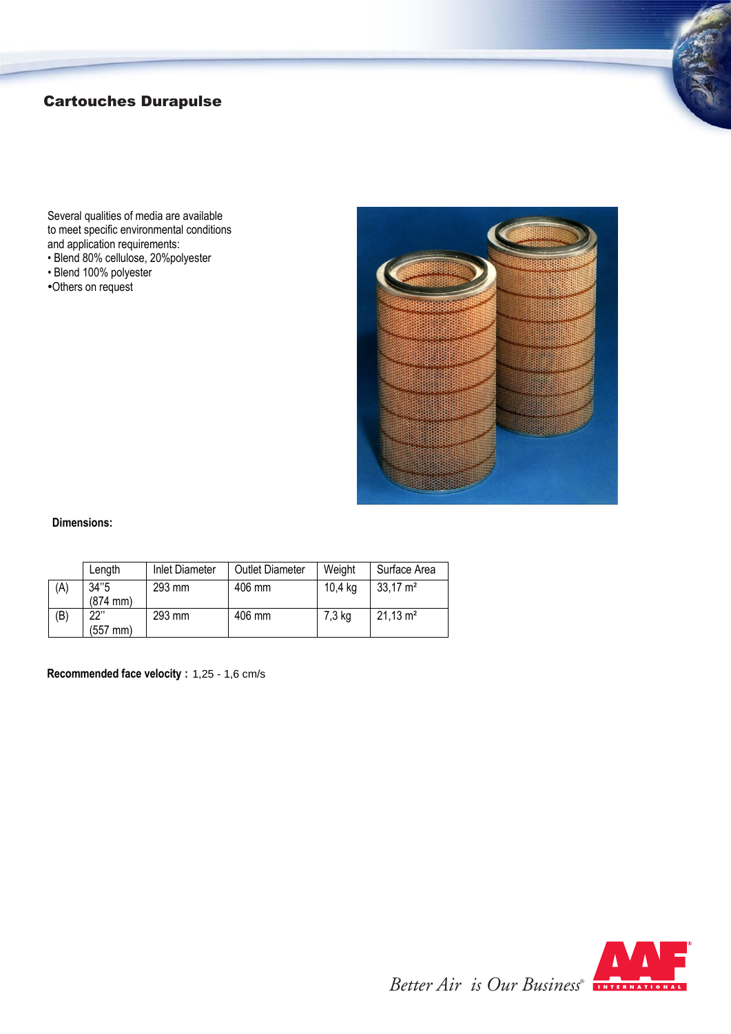## Cartouches Durapulse

Several qualities of media are available to meet specific environmental conditions and application requirements:

- Blend 80% cellulose, 20%polyester
- Blend 100% polyester
- Others on request

**Dimensions:**

| | Length | Inlet Diameter | Outlet Diameter | Weight | Surface Area |
|---|---|---|---|---|---|
| (A) | 34''5 (874 mm) | 293 mm | 406 mm | 10,4 kg | 33,17 m² |
| (B) | 22'' (557 mm) | 293 mm | 406 mm | 7,3 kg | 21,13 m² |

**Recommended face velocity :** 1,25 - 1,6 cm/s

*Better Air is Our Business®*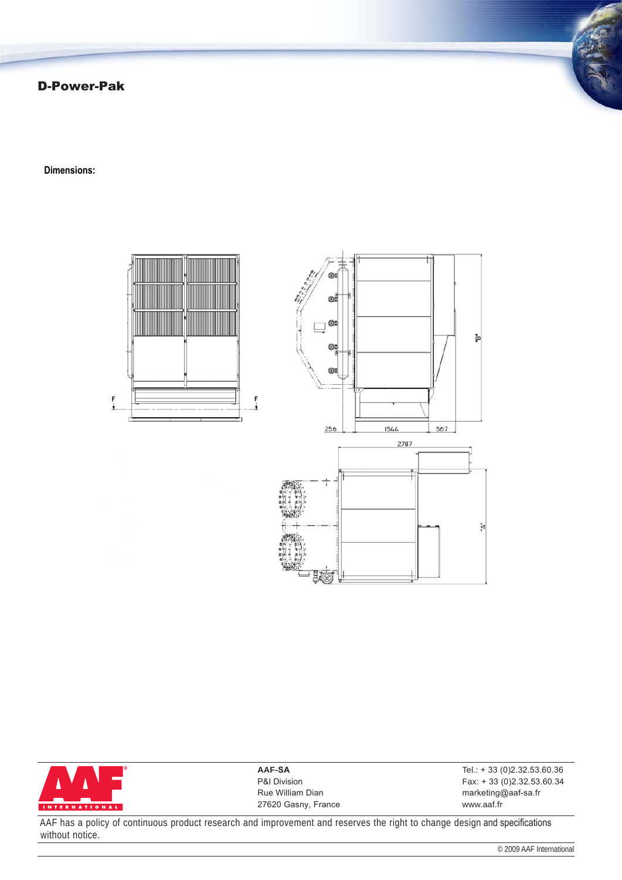## D-Power-Pak

**Dimensions:**

F

F

256

1544

567

"B"

2787

"A"

**AAF-SA**
P&I Division
Rue William Dian
27620 Gasny, France

Tel.: + 33 (0)2.32.53.60.36
Fax: + 33 (0)2.32.53.60.34
marketing@aaf-sa.fr
www.aaf.fr

AAF has a policy of continuous product research and improvement and reserves the right to change design and specifications without notice.

© 2009 AAF International